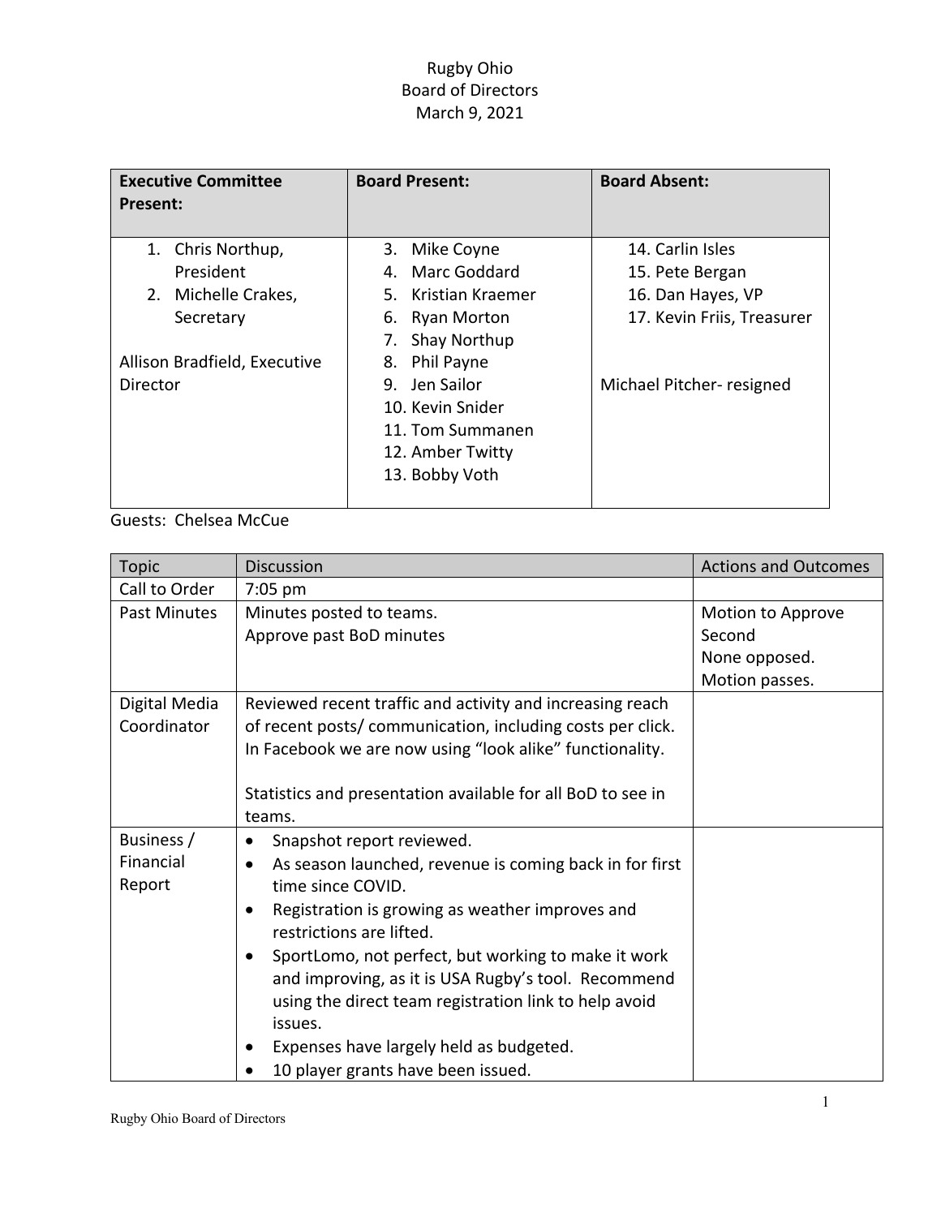# Rugby Ohio
## Board of Directors
### March 9, 2021

| **Executive Committee Present:** | **Board Present:** | **Board Absent:** |
|---|---|---|
| 1. Chris Northup, President<br>2. Michelle Crakes, Secretary<br><br>Allison Bradfield, Executive Director | 3. Mike Coyne<br>4. Marc Goddard<br>5. Kristian Kraemer<br>6. Ryan Morton<br>7. Shay Northup<br>8. Phil Payne<br>9. Jen Sailor<br>10. Kevin Snider<br>11. Tom Summanen<br>12. Amber Twitty<br>13. Bobby Voth | 14. Carlin Isles<br>15. Pete Bergan<br>16. Dan Hayes, VP<br>17. Kevin Friis, Treasurer<br><br>Michael Pitcher- resigned |

Guests: Chelsea McCue

| Topic | Discussion | Actions and Outcomes |
|---|---|---|
| Call to Order | 7:05 pm | |
| Past Minutes | Minutes posted to teams.<br>Approve past BoD minutes | Motion to Approve<br>Second<br>None opposed.<br>Motion passes. |
| Digital Media Coordinator | Reviewed recent traffic and activity and increasing reach of recent posts/ communication, including costs per click. In Facebook we are now using “look alike” functionality.<br><br>Statistics and presentation available for all BoD to see in teams. | |
| Business / Financial Report | • Snapshot report reviewed.<br>• As season launched, revenue is coming back in for first time since COVID.<br>• Registration is growing as weather improves and restrictions are lifted.<br>• SportLomo, not perfect, but working to make it work and improving, as it is USA Rugby’s tool. Recommend using the direct team registration link to help avoid issues.<br>• Expenses have largely held as budgeted.<br>• 10 player grants have been issued. | |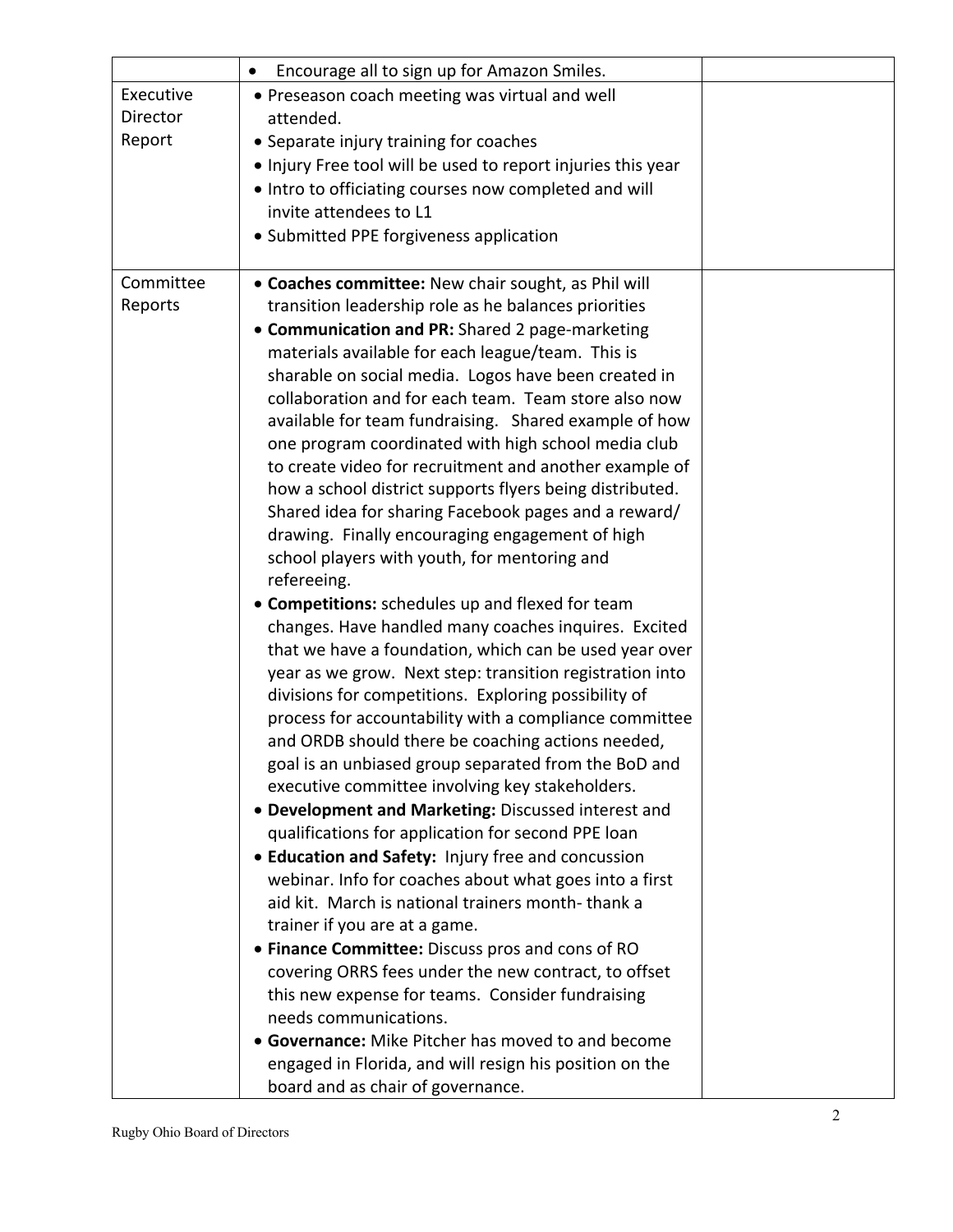| | | |
|---|---|---|
| | • Encourage all to sign up for Amazon Smiles. | |
| Executive Director Report | • Preseason coach meeting was virtual and well attended.<br>• Separate injury training for coaches<br>• Injury Free tool will be used to report injuries this year<br>• Intro to officiating courses now completed and will invite attendees to L1<br>• Submitted PPE forgiveness application | |
| Committee Reports | • **Coaches committee:** New chair sought, as Phil will transition leadership role as he balances priorities<br>• **Communication and PR:** Shared 2 page-marketing materials available for each league/team. This is sharable on social media. Logos have been created in collaboration and for each team. Team store also now available for team fundraising. Shared example of how one program coordinated with high school media club to create video for recruitment and another example of how a school district supports flyers being distributed. Shared idea for sharing Facebook pages and a reward/ drawing. Finally encouraging engagement of high school players with youth, for mentoring and refereeing.<br>• **Competitions:** schedules up and flexed for team changes. Have handled many coaches inquires. Excited that we have a foundation, which can be used year over year as we grow. Next step: transition registration into divisions for competitions. Exploring possibility of process for accountability with a compliance committee and ORDB should there be coaching actions needed, goal is an unbiased group separated from the BoD and executive committee involving key stakeholders.<br>• **Development and Marketing:** Discussed interest and qualifications for application for second PPE loan<br>• **Education and Safety:** Injury free and concussion webinar. Info for coaches about what goes into a first aid kit. March is national trainers month- thank a trainer if you are at a game.<br>• **Finance Committee:** Discuss pros and cons of RO covering ORRS fees under the new contract, to offset this new expense for teams. Consider fundraising needs communications.<br>• **Governance:** Mike Pitcher has moved to and become engaged in Florida, and will resign his position on the board and as chair of governance. | |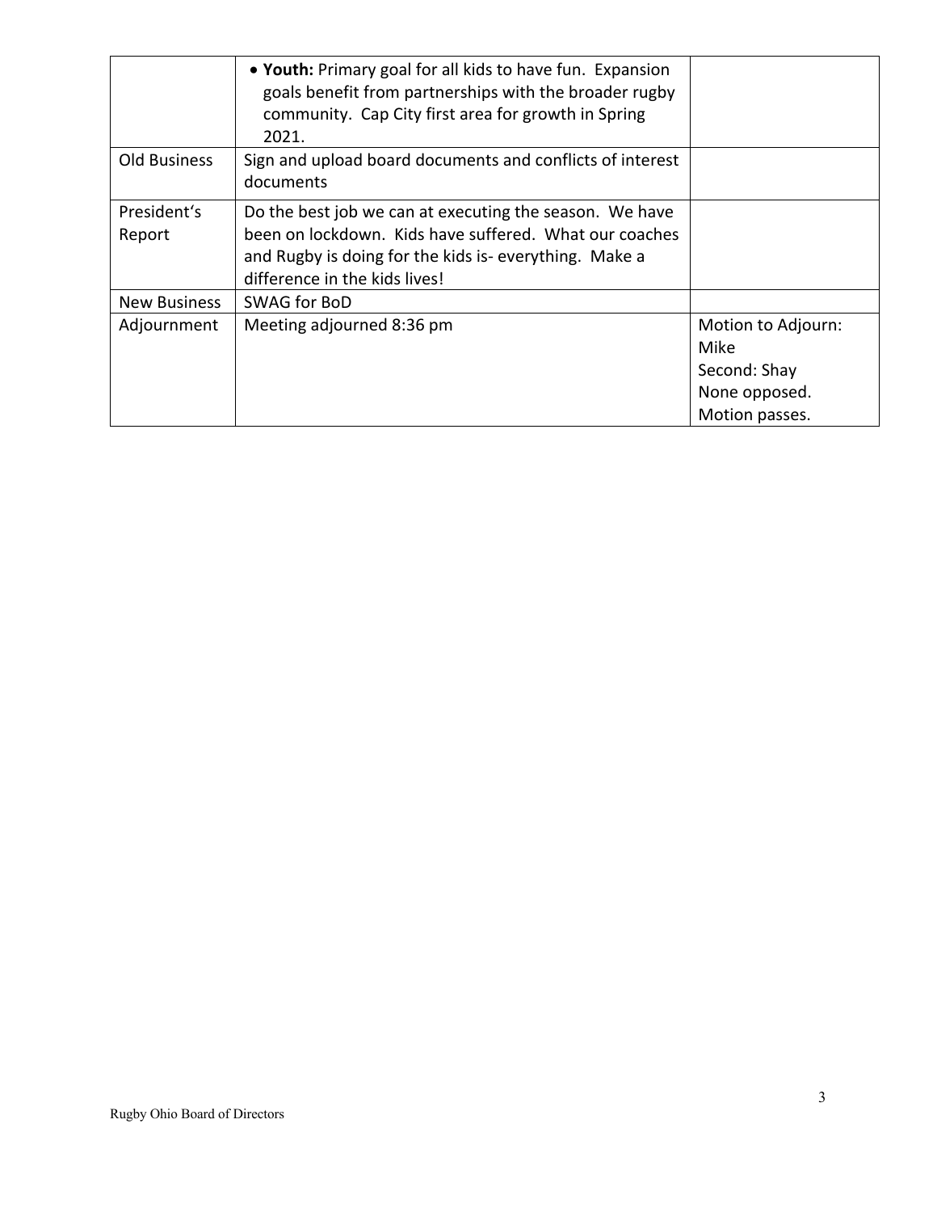| | | |
|---|---|---|
| | • **Youth:** Primary goal for all kids to have fun. Expansion goals benefit from partnerships with the broader rugby community. Cap City first area for growth in Spring 2021. | |
| Old Business | Sign and upload board documents and conflicts of interest documents | |
| President's Report | Do the best job we can at executing the season. We have been on lockdown. Kids have suffered. What our coaches and Rugby is doing for the kids is- everything. Make a difference in the kids lives! | |
| New Business | SWAG for BoD | |
| Adjournment | Meeting adjourned 8:36 pm | Motion to Adjourn: Mike<br>Second: Shay<br>None opposed.<br>Motion passes. |